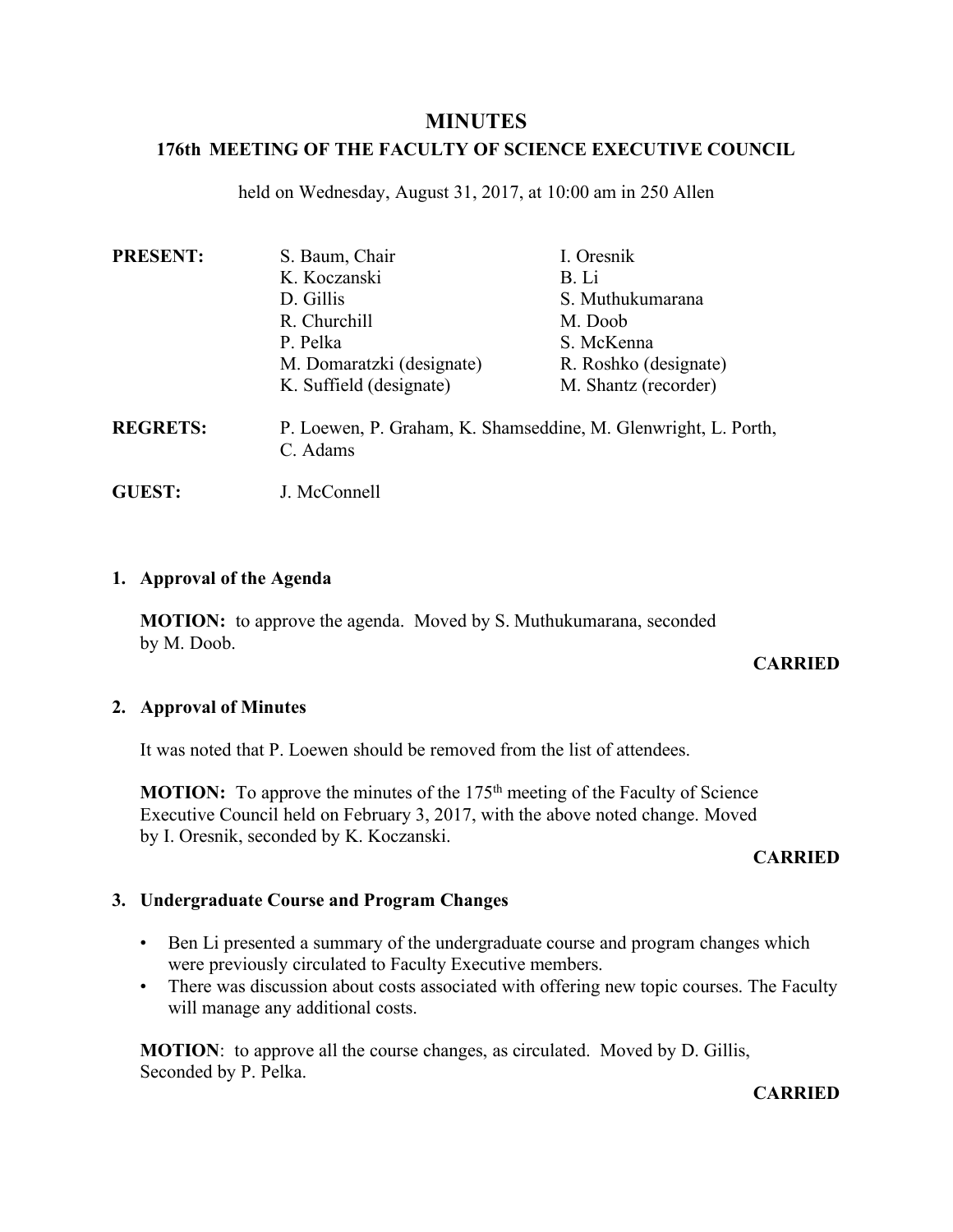# MINUTES

## 176th MEETING OF THE FACULTY OF SCIENCE EXECUTIVE COUNCIL

held on Wednesday, August 31, 2017, at 10:00 am in 250 Allen

**PRESENT:**

| | |
|---|---|
| S. Baum, Chair | I. Oresnik |
| K. Koczanski | B. Li |
| D. Gillis | S. Muthukumarana |
| R. Churchill | M. Doob |
| P. Pelka | S. McKenna |
| M. Domaratzki (designate) | R. Roshko (designate) |
| K. Suffield (designate) | M. Shantz (recorder) |

**REGRETS:** P. Loewen, P. Graham, K. Shamseddine, M. Glenwright, L. Porth, C. Adams

**GUEST:** J. McConnell

### 1. Approval of the Agenda

**MOTION:** to approve the agenda. Moved by S. Muthukumarana, seconded by M. Doob.

**CARRIED**

### 2. Approval of Minutes

It was noted that P. Loewen should be removed from the list of attendees.

**MOTION:** To approve the minutes of the 175th meeting of the Faculty of Science Executive Council held on February 3, 2017, with the above noted change. Moved by I. Oresnik, seconded by K. Koczanski.

**CARRIED**

### 3. Undergraduate Course and Program Changes

- Ben Li presented a summary of the undergraduate course and program changes which were previously circulated to Faculty Executive members.
- There was discussion about costs associated with offering new topic courses. The Faculty will manage any additional costs.

**MOTION**: to approve all the course changes, as circulated. Moved by D. Gillis, Seconded by P. Pelka.

**CARRIED**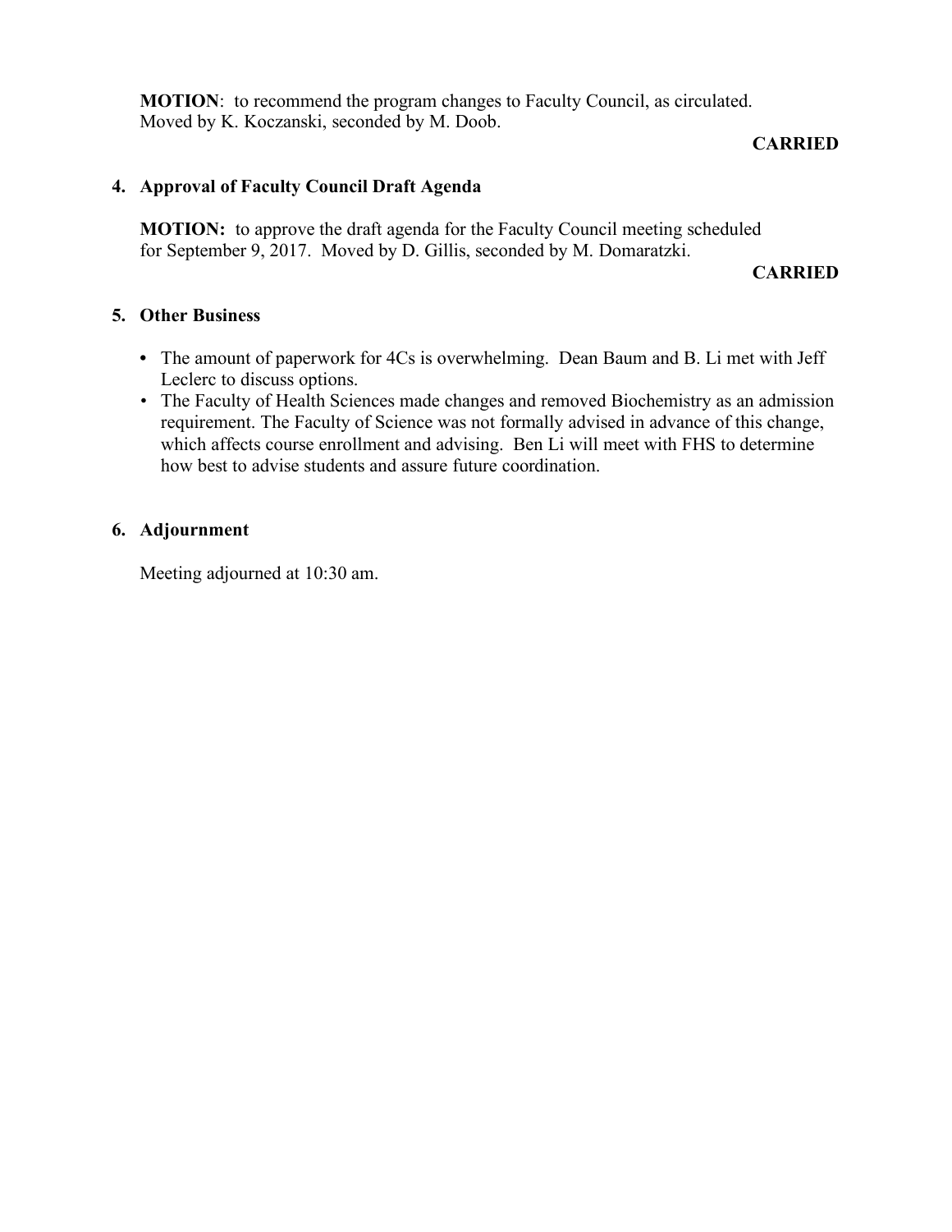**MOTION**: to recommend the program changes to Faculty Council, as circulated. Moved by K. Koczanski, seconded by M. Doob.

**CARRIED**

## 4. Approval of Faculty Council Draft Agenda

**MOTION:** to approve the draft agenda for the Faculty Council meeting scheduled for September 9, 2017. Moved by D. Gillis, seconded by M. Domaratzki.

**CARRIED**

## 5. Other Business

- The amount of paperwork for 4Cs is overwhelming. Dean Baum and B. Li met with Jeff Leclerc to discuss options.
- The Faculty of Health Sciences made changes and removed Biochemistry as an admission requirement. The Faculty of Science was not formally advised in advance of this change, which affects course enrollment and advising. Ben Li will meet with FHS to determine how best to advise students and assure future coordination.

## 6. Adjournment

Meeting adjourned at 10:30 am.